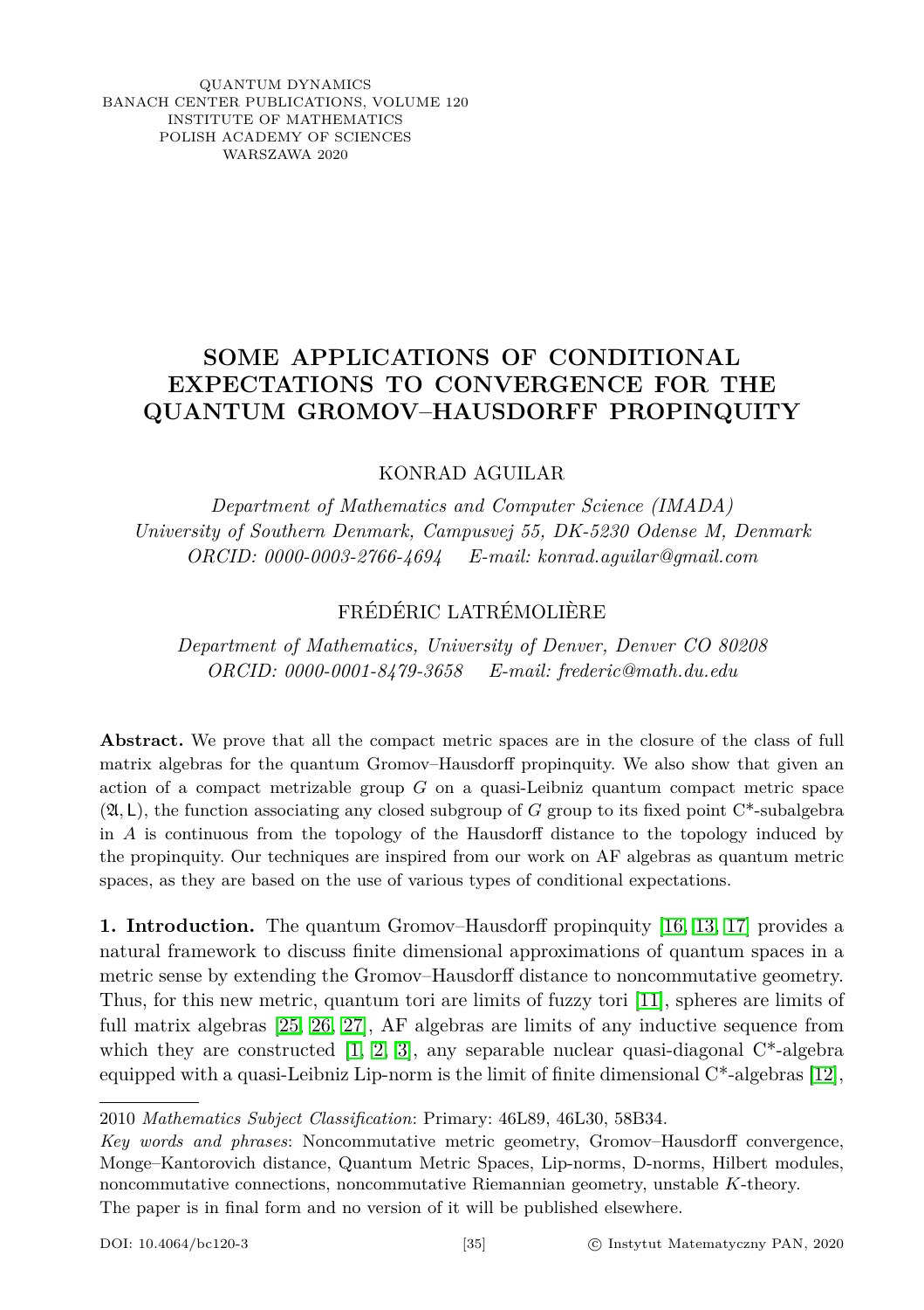QUANTUM DYNAMICS
BANACH CENTER PUBLICATIONS, VOLUME 120
INSTITUTE OF MATHEMATICS
POLISH ACADEMY OF SCIENCES
WARSZAWA 2020

# SOME APPLICATIONS OF CONDITIONAL EXPECTATIONS TO CONVERGENCE FOR THE QUANTUM GROMOV–HAUSDORFF PROPINQUITY

KONRAD AGUILAR

*Department of Mathematics and Computer Science (IMADA)*
*University of Southern Denmark, Campusvej 55, DK-5230 Odense M, Denmark*
*ORCID: 0000-0003-2766-4694 E-mail: konrad.aguilar@gmail.com*

FRÉDÉRIC LATRÉMOLIÈRE

*Department of Mathematics, University of Denver, Denver CO 80208*
*ORCID: 0000-0001-8479-3658 E-mail: frederic@math.du.edu*

**Abstract.** We prove that all the compact metric spaces are in the closure of the class of full matrix algebras for the quantum Gromov–Hausdorff propinquity. We also show that given an action of a compact metrizable group $G$ on a quasi-Leibniz quantum compact metric space $(\mathfrak{A}, \mathsf{L})$, the function associating any closed subgroup of $G$ group to its fixed point C\*-subalgebra in $A$ is continuous from the topology of the Hausdorff distance to the topology induced by the propinquity. Our techniques are inspired from our work on AF algebras as quantum metric spaces, as they are based on the use of various types of conditional expectations.

**1. Introduction.** The quantum Gromov–Hausdorff propinquity [16, 13, 17] provides a natural framework to discuss finite dimensional approximations of quantum spaces in a metric sense by extending the Gromov–Hausdorff distance to noncommutative geometry. Thus, for this new metric, quantum tori are limits of fuzzy tori [11], spheres are limits of full matrix algebras [25, 26, 27], AF algebras are limits of any inductive sequence from which they are constructed [1, 2, 3], any separable nuclear quasi-diagonal C\*-algebra equipped with a quasi-Leibniz Lip-norm is the limit of finite dimensional C\*-algebras [12],

2010 *Mathematics Subject Classification*: Primary: 46L89, 46L30, 58B34.

*Key words and phrases*: Noncommutative metric geometry, Gromov–Hausdorff convergence, Monge–Kantorovich distance, Quantum Metric Spaces, Lip-norms, D-norms, Hilbert modules, noncommutative connections, noncommutative Riemannian geometry, unstable $K$-theory.

The paper is in final form and no version of it will be published elsewhere.

DOI: 10.4064/bc120-3 © Instytut Matematyczny PAN, 2020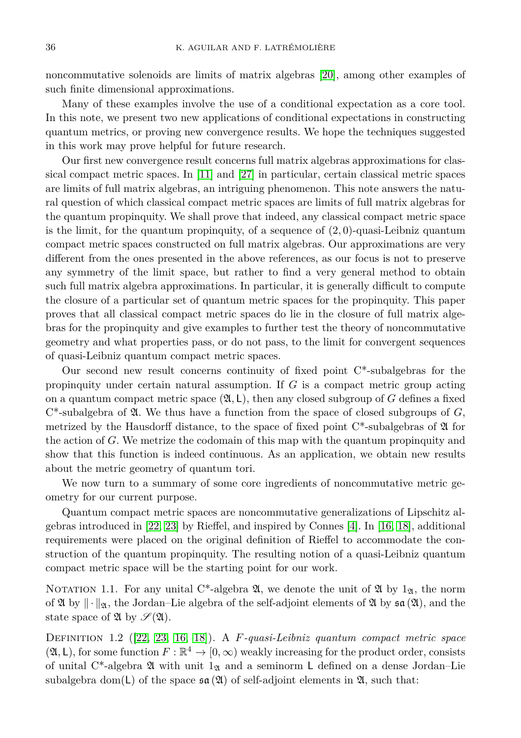noncommutative solenoids are limits of matrix algebras [20], among other examples of such finite dimensional approximations.

Many of these examples involve the use of a conditional expectation as a core tool. In this note, we present two new applications of conditional expectations in constructing quantum metrics, or proving new convergence results. We hope the techniques suggested in this work may prove helpful for future research.

Our first new convergence result concerns full matrix algebras approximations for classical compact metric spaces. In [11] and [27] in particular, certain classical metric spaces are limits of full matrix algebras, an intriguing phenomenon. This note answers the natural question of which classical compact metric spaces are limits of full matrix algebras for the quantum propinquity. We shall prove that indeed, any classical compact metric space is the limit, for the quantum propinquity, of a sequence of $(2, 0)$-quasi-Leibniz quantum compact metric spaces constructed on full matrix algebras. Our approximations are very different from the ones presented in the above references, as our focus is not to preserve any symmetry of the limit space, but rather to find a very general method to obtain such full matrix algebra approximations. In particular, it is generally difficult to compute the closure of a particular set of quantum metric spaces for the propinquity. This paper proves that all classical compact metric spaces do lie in the closure of full matrix algebras for the propinquity and give examples to further test the theory of noncommutative geometry and what properties pass, or do not pass, to the limit for convergent sequences of quasi-Leibniz quantum compact metric spaces.

Our second new result concerns continuity of fixed point C\*-subalgebras for the propinquity under certain natural assumption. If $G$ is a compact metric group acting on a quantum compact metric space $(\mathfrak{A}, \mathsf{L})$, then any closed subgroup of $G$ defines a fixed C\*-subalgebra of $\mathfrak{A}$. We thus have a function from the space of closed subgroups of $G$, metrized by the Hausdorff distance, to the space of fixed point C\*-subalgebras of $\mathfrak{A}$ for the action of $G$. We metrize the codomain of this map with the quantum propinquity and show that this function is indeed continuous. As an application, we obtain new results about the metric geometry of quantum tori.

We now turn to a summary of some core ingredients of noncommutative metric geometry for our current purpose.

Quantum compact metric spaces are noncommutative generalizations of Lipschitz algebras introduced in [22, 23] by Rieffel, and inspired by Connes [4]. In [16, 18], additional requirements were placed on the original definition of Rieffel to accommodate the construction of the quantum propinquity. The resulting notion of a quasi-Leibniz quantum compact metric space will be the starting point for our work.

Notation 1.1. For any unital C\*-algebra $\mathfrak{A}$, we denote the unit of $\mathfrak{A}$ by $1_{\mathfrak{A}}$, the norm of $\mathfrak{A}$ by $\|\cdot\|_{\mathfrak{A}}$, the Jordan–Lie algebra of the self-adjoint elements of $\mathfrak{A}$ by $\mathfrak{sa}(\mathfrak{A})$, and the state space of $\mathfrak{A}$ by $\mathscr{S}(\mathfrak{A})$.

Definition 1.2 ([22, 23, 16, 18]). A *$F$-quasi-Leibniz quantum compact metric space* $(\mathfrak{A}, \mathsf{L})$, for some function $F : \mathbb{R}^4 \to [0, \infty)$ weakly increasing for the product order, consists of unital C\*-algebra $\mathfrak{A}$ with unit $1_{\mathfrak{A}}$ and a seminorm $\mathsf{L}$ defined on a dense Jordan–Lie subalgebra $\operatorname{dom}(\mathsf{L})$ of the space $\mathfrak{sa}(\mathfrak{A})$ of self-adjoint elements in $\mathfrak{A}$, such that: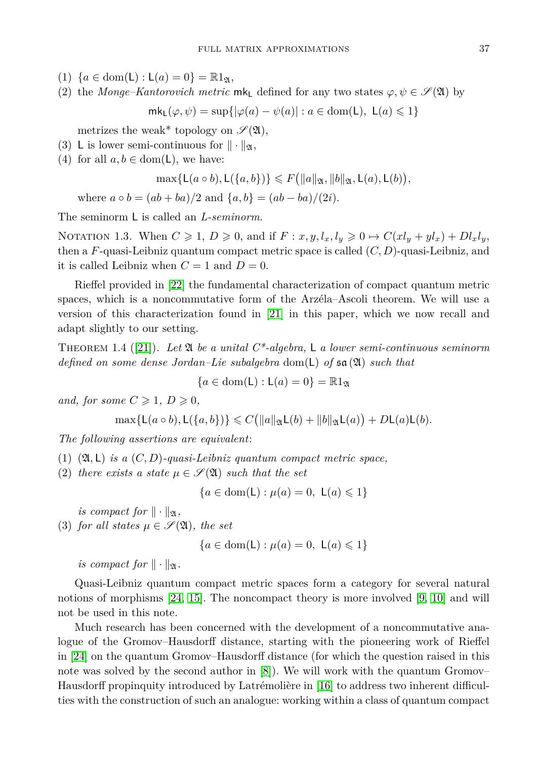(1) $\{a \in \mathrm{dom}(\mathsf{L}) : \mathsf{L}(a) = 0\} = \mathbb{R}1_{\mathfrak{A}}$,

(2) the *Monge–Kantorovich metric* $\mathsf{mk}_{\mathsf{L}}$ defined for any two states $\varphi, \psi \in \mathscr{S}(\mathfrak{A})$ by

$$\mathsf{mk}_{\mathsf{L}}(\varphi, \psi) = \sup\{|\varphi(a) - \psi(a)| : a \in \mathrm{dom}(\mathsf{L}),\ \mathsf{L}(a) \leqslant 1\}$$

metrizes the weak* topology on $\mathscr{S}(\mathfrak{A})$,

(3) $\mathsf{L}$ is lower semi-continuous for $\|\cdot\|_{\mathfrak{A}}$,

(4) for all $a, b \in \mathrm{dom}(\mathsf{L})$, we have:

$$\max\{\mathsf{L}(a \circ b), \mathsf{L}(\{a, b\})\} \leqslant F\big(\|a\|_{\mathfrak{A}}, \|b\|_{\mathfrak{A}}, \mathsf{L}(a), \mathsf{L}(b)\big),$$

where $a \circ b = (ab + ba)/2$ and $\{a, b\} = (ab - ba)/(2i)$.

The seminorm $\mathsf{L}$ is called an *L-seminorm*.

Notation 1.3. When $C \geqslant 1$, $D \geqslant 0$, and if $F : x, y, l_x, l_y \geqslant 0 \mapsto C(xl_y + yl_x) + Dl_xl_y$, then a $F$-quasi-Leibniz quantum compact metric space is called $(C, D)$-quasi-Leibniz, and it is called Leibniz when $C = 1$ and $D = 0$.

Rieffel provided in [22] the fundamental characterization of compact quantum metric spaces, which is a noncommutative form of the Arzéla–Ascoli theorem. We will use a version of this characterization found in [21] in this paper, which we now recall and adapt slightly to our setting.

Theorem 1.4 ([21]). *Let $\mathfrak{A}$ be a unital C\*-algebra, $\mathsf{L}$ a lower semi-continuous seminorm defined on some dense Jordan–Lie subalgebra $\mathrm{dom}(\mathsf{L})$ of $\mathfrak{sa}(\mathfrak{A})$ such that*

$$\{a \in \mathrm{dom}(\mathsf{L}) : \mathsf{L}(a) = 0\} = \mathbb{R}1_{\mathfrak{A}}$$

*and, for some $C \geqslant 1$, $D \geqslant 0$,*

$$\max\{\mathsf{L}(a \circ b), \mathsf{L}(\{a, b\})\} \leqslant C\big(\|a\|_{\mathfrak{A}}\mathsf{L}(b) + \|b\|_{\mathfrak{A}}\mathsf{L}(a)\big) + D\mathsf{L}(a)\mathsf{L}(b).$$

*The following assertions are equivalent:*

(1) *$(\mathfrak{A}, \mathsf{L})$ is a $(C, D)$-quasi-Leibniz quantum compact metric space,*

(2) *there exists a state $\mu \in \mathscr{S}(\mathfrak{A})$ such that the set*

$$\{a \in \mathrm{dom}(\mathsf{L}) : \mu(a) = 0,\ \mathsf{L}(a) \leqslant 1\}$$

*is compact for $\|\cdot\|_{\mathfrak{A}}$,*

(3) *for all states $\mu \in \mathscr{S}(\mathfrak{A})$, the set*

$$\{a \in \mathrm{dom}(\mathsf{L}) : \mu(a) = 0,\ \mathsf{L}(a) \leqslant 1\}$$

*is compact for $\|\cdot\|_{\mathfrak{A}}$.*

Quasi-Leibniz quantum compact metric spaces form a category for several natural notions of morphisms [24, 15]. The noncompact theory is more involved [9, 10] and will not be used in this note.

Much research has been concerned with the development of a noncommutative analogue of the Gromov–Hausdorff distance, starting with the pioneering work of Rieffel in [24] on the quantum Gromov–Hausdorff distance (for which the question raised in this note was solved by the second author in [8]). We will work with the quantum Gromov–Hausdorff propinquity introduced by Latrémolière in [16] to address two inherent difficulties with the construction of such an analogue: working within a class of quantum compact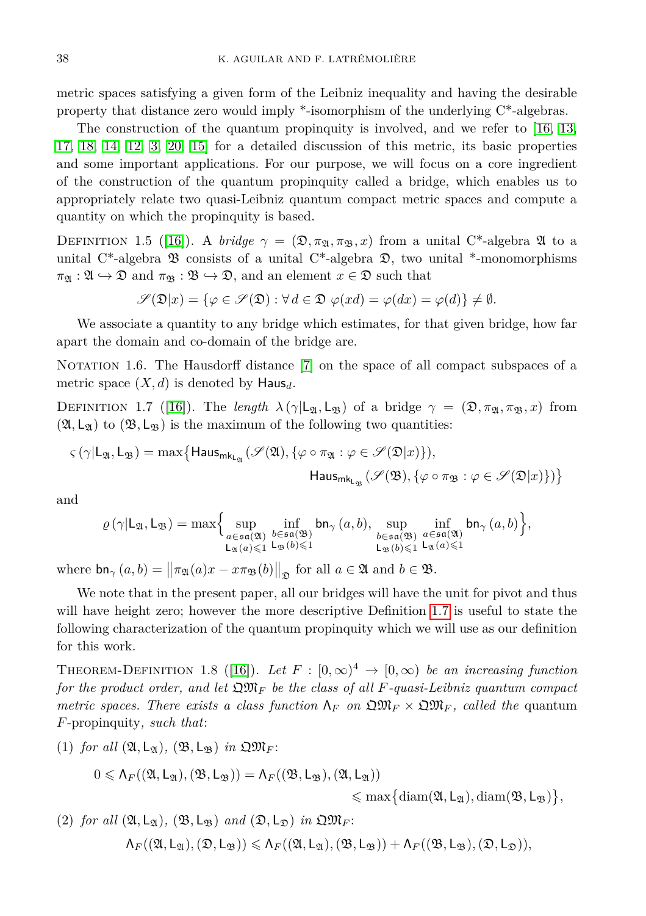metric spaces satisfying a given form of the Leibniz inequality and having the desirable property that distance zero would imply *-isomorphism of the underlying C*-algebras.

The construction of the quantum propinquity is involved, and we refer to [16, 13, 17, 18, 14, 12, 3, 20, 15] for a detailed discussion of this metric, its basic properties and some important applications. For our purpose, we will focus on a core ingredient of the construction of the quantum propinquity called a bridge, which enables us to appropriately relate two quasi-Leibniz quantum compact metric spaces and compute a quantity on which the propinquity is based.

Definition 1.5 ([16]). A *bridge* $\gamma = (\mathfrak{D}, \pi_{\mathfrak{A}}, \pi_{\mathfrak{B}}, x)$ from a unital C*-algebra $\mathfrak{A}$ to a unital C*-algebra $\mathfrak{B}$ consists of a unital C*-algebra $\mathfrak{D}$, two unital *-monomorphisms $\pi_{\mathfrak{A}} : \mathfrak{A} \hookrightarrow \mathfrak{D}$ and $\pi_{\mathfrak{B}} : \mathfrak{B} \hookrightarrow \mathfrak{D}$, and an element $x \in \mathfrak{D}$ such that

$$\mathscr{S}(\mathfrak{D}|x) = \{\varphi \in \mathscr{S}(\mathfrak{D}) : \forall\, d \in \mathfrak{D}\ \varphi(xd) = \varphi(dx) = \varphi(d)\} \neq \emptyset.$$

We associate a quantity to any bridge which estimates, for that given bridge, how far apart the domain and co-domain of the bridge are.

Notation 1.6. The Hausdorff distance [7] on the space of all compact subspaces of a metric space $(X, d)$ is denoted by $\mathsf{Haus}_d$.

Definition 1.7 ([16]). The *length* $\lambda(\gamma|\mathsf{L}_{\mathfrak{A}}, \mathsf{L}_{\mathfrak{B}})$ of a bridge $\gamma = (\mathfrak{D}, \pi_{\mathfrak{A}}, \pi_{\mathfrak{B}}, x)$ from $(\mathfrak{A}, \mathsf{L}_{\mathfrak{A}})$ to $(\mathfrak{B}, \mathsf{L}_{\mathfrak{B}})$ is the maximum of the following two quantities:

$$\begin{aligned}\varsigma(\gamma|\mathsf{L}_{\mathfrak{A}}, \mathsf{L}_{\mathfrak{B}}) = \max\big\{&\mathsf{Haus}_{\mathsf{mk}_{\mathsf{L}_{\mathfrak{A}}}}(\mathscr{S}(\mathfrak{A}), \{\varphi \circ \pi_{\mathfrak{A}} : \varphi \in \mathscr{S}(\mathfrak{D}|x)\}),\\ &\mathsf{Haus}_{\mathsf{mk}_{\mathsf{L}_{\mathfrak{B}}}}(\mathscr{S}(\mathfrak{B}), \{\varphi \circ \pi_{\mathfrak{B}} : \varphi \in \mathscr{S}(\mathfrak{D}|x)\})\big\}\end{aligned}$$

and

$$\varrho(\gamma|\mathsf{L}_{\mathfrak{A}}, \mathsf{L}_{\mathfrak{B}}) = \max\Big\{ \sup_{\substack{a \in \mathfrak{sa}(\mathfrak{A}) \\ \mathsf{L}_{\mathfrak{A}}(a) \leqslant 1}} \inf_{\substack{b \in \mathfrak{sa}(\mathfrak{B}) \\ \mathsf{L}_{\mathfrak{B}}(b) \leqslant 1}} \mathsf{bn}_{\gamma}(a, b), \sup_{\substack{b \in \mathfrak{sa}(\mathfrak{B}) \\ \mathsf{L}_{\mathfrak{B}}(b) \leqslant 1}} \inf_{\substack{a \in \mathfrak{sa}(\mathfrak{A}) \\ \mathsf{L}_{\mathfrak{A}}(a) \leqslant 1}} \mathsf{bn}_{\gamma}(a, b) \Big\},$$

where $\mathsf{bn}_{\gamma}(a, b) = \left\|\pi_{\mathfrak{A}}(a)x - x\pi_{\mathfrak{B}}(b)\right\|_{\mathfrak{D}}$ for all $a \in \mathfrak{A}$ and $b \in \mathfrak{B}$.

We note that in the present paper, all our bridges will have the unit for pivot and thus will have height zero; however the more descriptive Definition 1.7 is useful to state the following characterization of the quantum propinquity which we will use as our definition for this work.

Theorem-Definition 1.8 ([16]). *Let $F : [0, \infty)^4 \to [0, \infty)$ be an increasing function for the product order, and let $\mathfrak{QM}_F$ be the class of all $F$-quasi-Leibniz quantum compact metric spaces. There exists a class function $\mathsf{\Lambda}_F$ on $\mathfrak{QM}_F \times \mathfrak{QM}_F$, called the* quantum $F$-propinquity, *such that*:

(1) *for all $(\mathfrak{A}, \mathsf{L}_{\mathfrak{A}})$, $(\mathfrak{B}, \mathsf{L}_{\mathfrak{B}})$ in $\mathfrak{QM}_F$:*

$$\begin{aligned}0 \leqslant \mathsf{\Lambda}_F((\mathfrak{A}, \mathsf{L}_{\mathfrak{A}}), (\mathfrak{B}, \mathsf{L}_{\mathfrak{B}})) &= \mathsf{\Lambda}_F((\mathfrak{B}, \mathsf{L}_{\mathfrak{B}}), (\mathfrak{A}, \mathsf{L}_{\mathfrak{A}}))\\ &\leqslant \max\big\{\mathrm{diam}(\mathfrak{A}, \mathsf{L}_{\mathfrak{A}}), \mathrm{diam}(\mathfrak{B}, \mathsf{L}_{\mathfrak{B}})\big\},\end{aligned}$$

(2) *for all $(\mathfrak{A}, \mathsf{L}_{\mathfrak{A}})$, $(\mathfrak{B}, \mathsf{L}_{\mathfrak{B}})$ and $(\mathfrak{D}, \mathsf{L}_{\mathfrak{D}})$ in $\mathfrak{QM}_F$:*

$$\mathsf{\Lambda}_F((\mathfrak{A}, \mathsf{L}_{\mathfrak{A}}), (\mathfrak{D}, \mathsf{L}_{\mathfrak{B}})) \leqslant \mathsf{\Lambda}_F((\mathfrak{A}, \mathsf{L}_{\mathfrak{A}}), (\mathfrak{B}, \mathsf{L}_{\mathfrak{B}})) + \mathsf{\Lambda}_F((\mathfrak{B}, \mathsf{L}_{\mathfrak{B}}), (\mathfrak{D}, \mathsf{L}_{\mathfrak{D}})),$$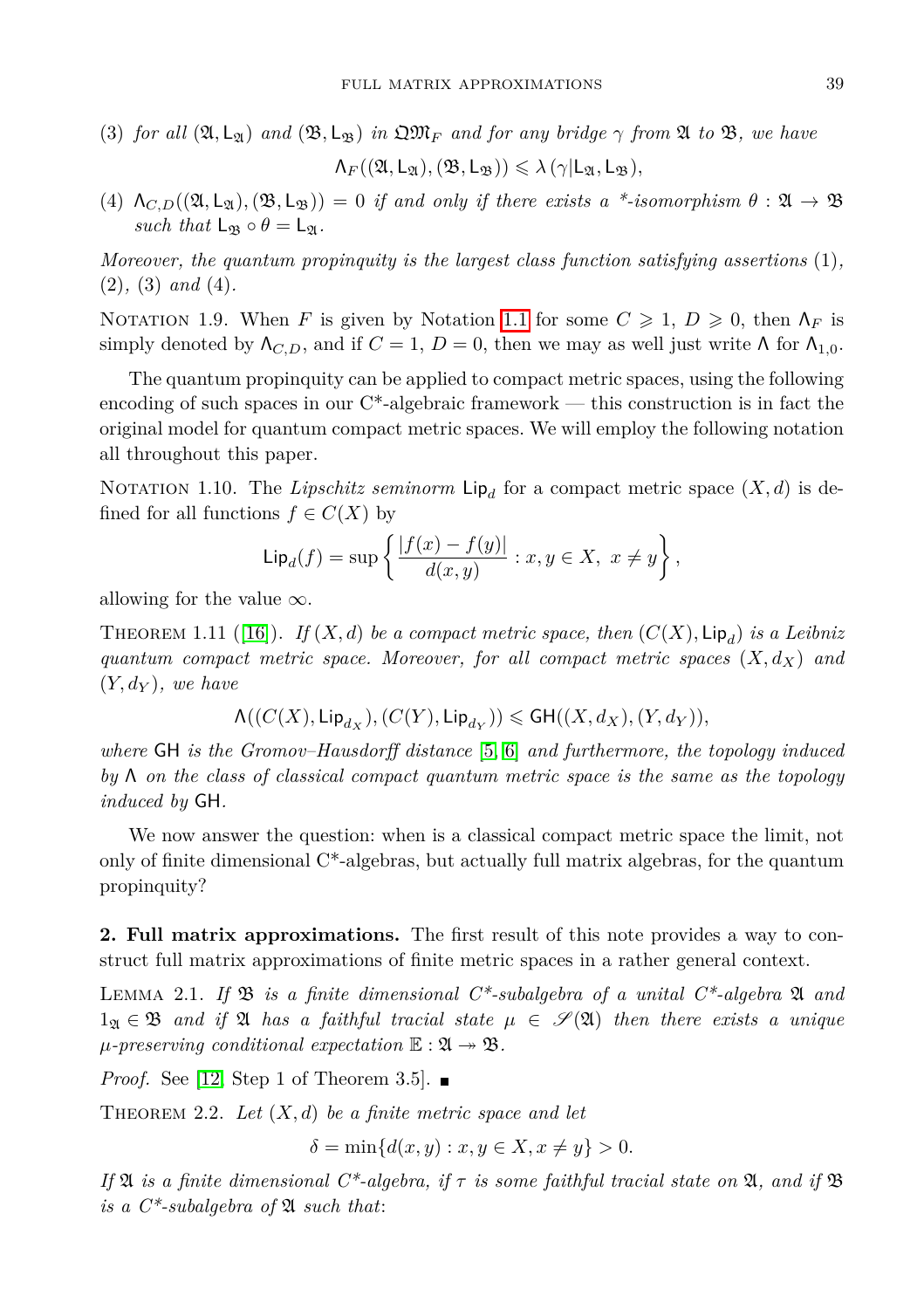(3) *for all* $(\mathfrak{A}, \mathsf{L}_{\mathfrak{A}})$ *and* $(\mathfrak{B}, \mathsf{L}_{\mathfrak{B}})$ *in* $\mathfrak{QM}_F$ *and for any bridge* $\gamma$ *from* $\mathfrak{A}$ *to* $\mathfrak{B}$*, we have*

$$\Lambda_F((\mathfrak{A}, \mathsf{L}_{\mathfrak{A}}), (\mathfrak{B}, \mathsf{L}_{\mathfrak{B}})) \leqslant \lambda(\gamma | \mathsf{L}_{\mathfrak{A}}, \mathsf{L}_{\mathfrak{B}}),$$

(4) $\Lambda_{C,D}((\mathfrak{A}, \mathsf{L}_{\mathfrak{A}}), (\mathfrak{B}, \mathsf{L}_{\mathfrak{B}})) = 0$ *if and only if there exists a \*-isomorphism* $\theta : \mathfrak{A} \to \mathfrak{B}$ *such that* $\mathsf{L}_{\mathfrak{B}} \circ \theta = \mathsf{L}_{\mathfrak{A}}$.

*Moreover, the quantum propinquity is the largest class function satisfying assertions* (1)*,* (2)*,* (3) *and* (4)*.*

Notation 1.9. When $F$ is given by Notation 1.1 for some $C \geqslant 1$, $D \geqslant 0$, then $\Lambda_F$ is simply denoted by $\Lambda_{C,D}$, and if $C = 1$, $D = 0$, then we may as well just write $\Lambda$ for $\Lambda_{1,0}$.

The quantum propinquity can be applied to compact metric spaces, using the following encoding of such spaces in our C\*-algebraic framework — this construction is in fact the original model for quantum compact metric spaces. We will employ the following notation all throughout this paper.

Notation 1.10. The *Lipschitz seminorm* $\mathsf{Lip}_d$ for a compact metric space $(X, d)$ is defined for all functions $f \in C(X)$ by

$$\mathsf{Lip}_d(f) = \sup\left\{ \frac{|f(x) - f(y)|}{d(x,y)} : x, y \in X,\ x \neq y \right\},$$

allowing for the value $\infty$.

Theorem 1.11 ([16]). *If* $(X, d)$ *be a compact metric space, then* $(C(X), \mathsf{Lip}_d)$ *is a Leibniz quantum compact metric space. Moreover, for all compact metric spaces* $(X, d_X)$ *and* $(Y, d_Y)$*, we have*

$$\Lambda((C(X), \mathsf{Lip}_{d_X}), (C(Y), \mathsf{Lip}_{d_Y})) \leqslant \mathsf{GH}((X, d_X), (Y, d_Y)),$$

*where* $\mathsf{GH}$ *is the Gromov–Hausdorff distance* [5, 6] *and furthermore, the topology induced by* $\Lambda$ *on the class of classical compact quantum metric space is the same as the topology induced by* $\mathsf{GH}$*.*

We now answer the question: when is a classical compact metric space the limit, not only of finite dimensional C\*-algebras, but actually full matrix algebras, for the quantum propinquity?

**2. Full matrix approximations.** The first result of this note provides a way to construct full matrix approximations of finite metric spaces in a rather general context.

Lemma 2.1. *If* $\mathfrak{B}$ *is a finite dimensional C\*-subalgebra of a unital C\*-algebra* $\mathfrak{A}$ *and* $1_{\mathfrak{A}} \in \mathfrak{B}$ *and if* $\mathfrak{A}$ *has a faithful tracial state* $\mu \in \mathscr{S}(\mathfrak{A})$ *then there exists a unique* $\mu$*-preserving conditional expectation* $\mathbb{E} : \mathfrak{A} \twoheadrightarrow \mathfrak{B}$*.*

*Proof.* See [12, Step 1 of Theorem 3.5]. ■

Theorem 2.2. *Let* $(X, d)$ *be a finite metric space and let*

$$\delta = \min\{d(x, y) : x, y \in X, x \neq y\} > 0.$$

*If* $\mathfrak{A}$ *is a finite dimensional C\*-algebra, if* $\tau$ *is some faithful tracial state on* $\mathfrak{A}$*, and if* $\mathfrak{B}$ *is a C\*-subalgebra of* $\mathfrak{A}$ *such that:*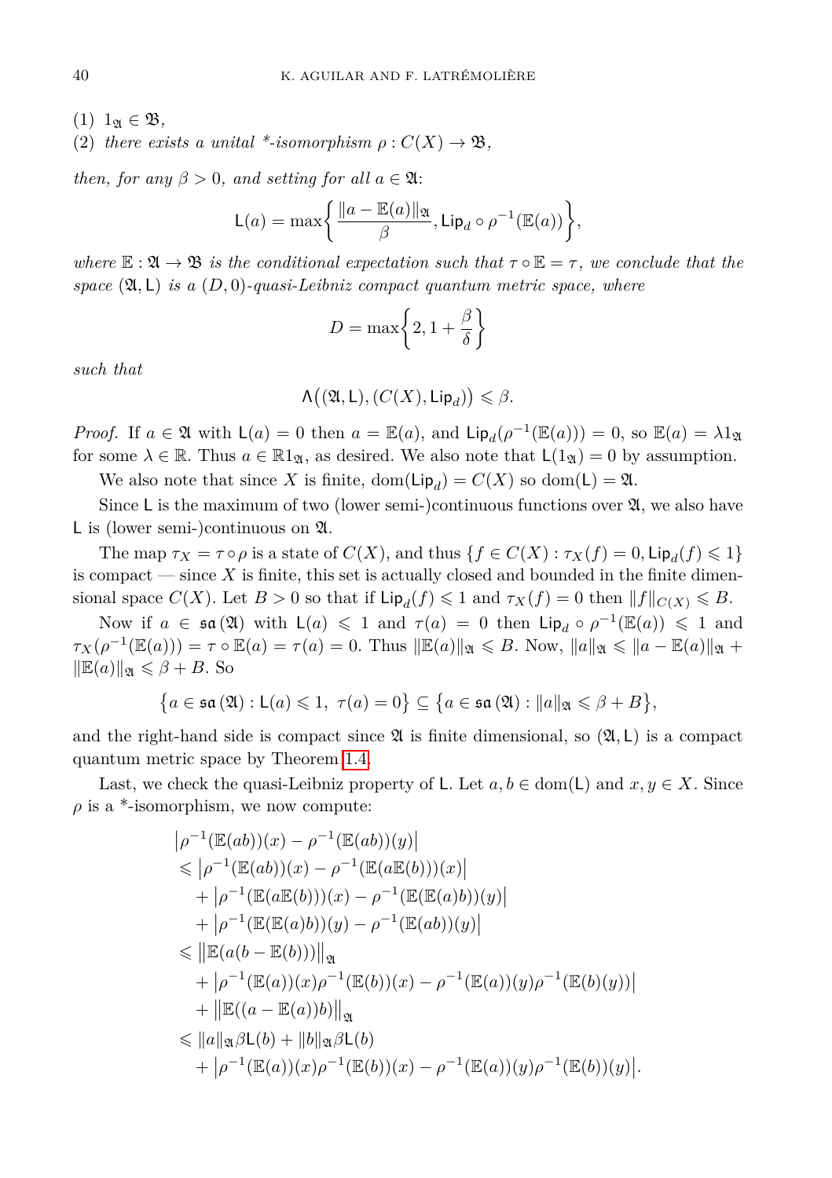(1) $1_{\mathfrak{A}} \in \mathfrak{B}$,
(2) *there exists a unital \*-isomorphism* $\rho : C(X) \to \mathfrak{B}$,

*then, for any* $\beta > 0$*, and setting for all* $a \in \mathfrak{A}$:

$$\mathsf{L}(a) = \max\left\{ \frac{\|a - \mathbb{E}(a)\|_{\mathfrak{A}}}{\beta}, \mathsf{Lip}_d \circ \rho^{-1}(\mathbb{E}(a)) \right\},$$

*where* $\mathbb{E} : \mathfrak{A} \to \mathfrak{B}$ *is the conditional expectation such that* $\tau \circ \mathbb{E} = \tau$*, we conclude that the space* $(\mathfrak{A}, \mathsf{L})$ *is a* $(D, 0)$*-quasi-Leibniz compact quantum metric space, where*

$$D = \max\left\{ 2, 1 + \frac{\beta}{\delta} \right\}$$

*such that*

$$\mathsf{\Lambda}\big((\mathfrak{A}, \mathsf{L}), (C(X), \mathsf{Lip}_d)\big) \leqslant \beta.$$

*Proof.* If $a \in \mathfrak{A}$ with $\mathsf{L}(a) = 0$ then $a = \mathbb{E}(a)$, and $\mathsf{Lip}_d(\rho^{-1}(\mathbb{E}(a))) = 0$, so $\mathbb{E}(a) = \lambda 1_{\mathfrak{A}}$ for some $\lambda \in \mathbb{R}$. Thus $a \in \mathbb{R}1_{\mathfrak{A}}$, as desired. We also note that $\mathsf{L}(1_{\mathfrak{A}}) = 0$ by assumption.

We also note that since $X$ is finite, $\mathrm{dom}(\mathsf{Lip}_d) = C(X)$ so $\mathrm{dom}(\mathsf{L}) = \mathfrak{A}$.

Since $\mathsf{L}$ is the maximum of two (lower semi-)continuous functions over $\mathfrak{A}$, we also have $\mathsf{L}$ is (lower semi-)continuous on $\mathfrak{A}$.

The map $\tau_X = \tau \circ \rho$ is a state of $C(X)$, and thus $\{f \in C(X) : \tau_X(f) = 0, \mathsf{Lip}_d(f) \leqslant 1\}$ is compact — since $X$ is finite, this set is actually closed and bounded in the finite dimensional space $C(X)$. Let $B > 0$ so that if $\mathsf{Lip}_d(f) \leqslant 1$ and $\tau_X(f) = 0$ then $\|f\|_{C(X)} \leqslant B$.

Now if $a \in \mathfrak{sa}(\mathfrak{A})$ with $\mathsf{L}(a) \leqslant 1$ and $\tau(a) = 0$ then $\mathsf{Lip}_d \circ \rho^{-1}(\mathbb{E}(a)) \leqslant 1$ and $\tau_X(\rho^{-1}(\mathbb{E}(a))) = \tau \circ \mathbb{E}(a) = \tau(a) = 0$. Thus $\|\mathbb{E}(a)\|_{\mathfrak{A}} \leqslant B$. Now, $\|a\|_{\mathfrak{A}} \leqslant \|a - \mathbb{E}(a)\|_{\mathfrak{A}} + \|\mathbb{E}(a)\|_{\mathfrak{A}} \leqslant \beta + B$. So

$$\left\{ a \in \mathfrak{sa}(\mathfrak{A}) : \mathsf{L}(a) \leqslant 1,\ \tau(a) = 0 \right\} \subseteq \left\{ a \in \mathfrak{sa}(\mathfrak{A}) : \|a\|_{\mathfrak{A}} \leqslant \beta + B \right\},$$

and the right-hand side is compact since $\mathfrak{A}$ is finite dimensional, so $(\mathfrak{A}, \mathsf{L})$ is a compact quantum metric space by Theorem 1.4.

Last, we check the quasi-Leibniz property of $\mathsf{L}$. Let $a, b \in \mathrm{dom}(\mathsf{L})$ and $x, y \in X$. Since $\rho$ is a \*-isomorphism, we now compute:

$$\begin{aligned}
&\left|\rho^{-1}(\mathbb{E}(ab))(x) - \rho^{-1}(\mathbb{E}(ab))(y)\right| \\
&\leqslant \left|\rho^{-1}(\mathbb{E}(ab))(x) - \rho^{-1}(\mathbb{E}(a\mathbb{E}(b)))(x)\right| \\
&\quad + \left|\rho^{-1}(\mathbb{E}(a\mathbb{E}(b)))(x) - \rho^{-1}(\mathbb{E}(\mathbb{E}(a)b))(y)\right| \\
&\quad + \left|\rho^{-1}(\mathbb{E}(\mathbb{E}(a)b))(y) - \rho^{-1}(\mathbb{E}(ab))(y)\right| \\
&\leqslant \left\|\mathbb{E}(a(b - \mathbb{E}(b)))\right\|_{\mathfrak{A}} \\
&\quad + \left|\rho^{-1}(\mathbb{E}(a))(x)\rho^{-1}(\mathbb{E}(b))(x) - \rho^{-1}(\mathbb{E}(a))(y)\rho^{-1}(\mathbb{E}(b)(y))\right| \\
&\quad + \left\|\mathbb{E}((a - \mathbb{E}(a))b)\right\|_{\mathfrak{A}} \\
&\leqslant \|a\|_{\mathfrak{A}}\beta\mathsf{L}(b) + \|b\|_{\mathfrak{A}}\beta\mathsf{L}(b) \\
&\quad + \left|\rho^{-1}(\mathbb{E}(a))(x)\rho^{-1}(\mathbb{E}(b))(x) - \rho^{-1}(\mathbb{E}(a))(y)\rho^{-1}(\mathbb{E}(b))(y)\right|.
\end{aligned}$$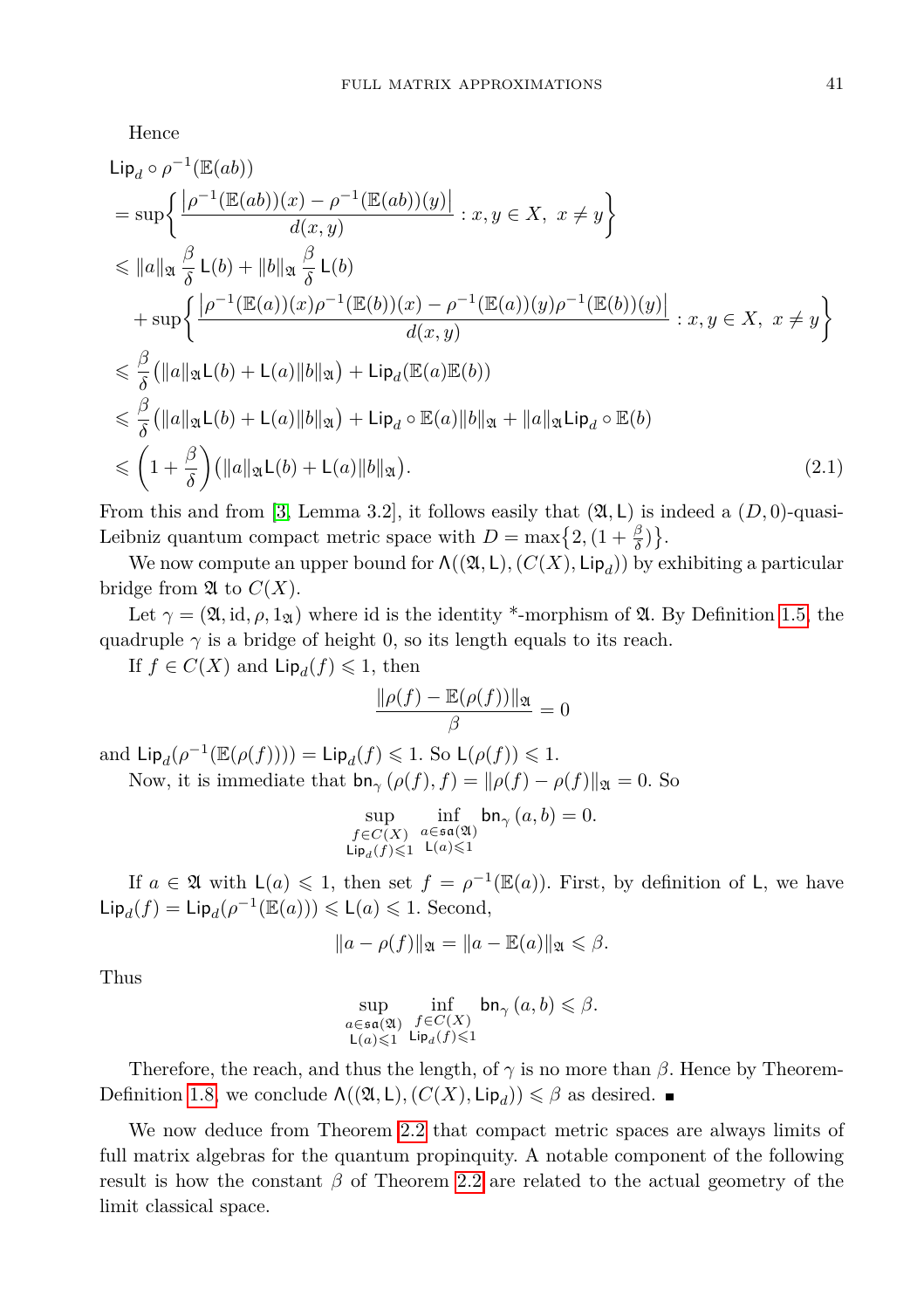Hence

$$
\begin{aligned}
&\mathsf{Lip}_d \circ \rho^{-1}(\mathbb{E}(ab))\\
&= \sup\left\{ \frac{\left|\rho^{-1}(\mathbb{E}(ab))(x) - \rho^{-1}(\mathbb{E}(ab))(y)\right|}{d(x,y)} : x, y \in X,\ x \neq y \right\}\\
&\leqslant \|a\|_{\mathfrak{A}} \frac{\beta}{\delta} \mathsf{L}(b) + \|b\|_{\mathfrak{A}} \frac{\beta}{\delta} \mathsf{L}(b)\\
&\quad + \sup\left\{ \frac{\left|\rho^{-1}(\mathbb{E}(a))(x)\rho^{-1}(\mathbb{E}(b))(x) - \rho^{-1}(\mathbb{E}(a))(y)\rho^{-1}(\mathbb{E}(b))(y)\right|}{d(x,y)} : x, y \in X,\ x \neq y \right\}\\
&\leqslant \frac{\beta}{\delta}\big(\|a\|_{\mathfrak{A}}\mathsf{L}(b) + \mathsf{L}(a)\|b\|_{\mathfrak{A}}\big) + \mathsf{Lip}_d(\mathbb{E}(a)\mathbb{E}(b))\\
&\leqslant \frac{\beta}{\delta}\big(\|a\|_{\mathfrak{A}}\mathsf{L}(b) + \mathsf{L}(a)\|b\|_{\mathfrak{A}}\big) + \mathsf{Lip}_d \circ \mathbb{E}(a)\|b\|_{\mathfrak{A}} + \|a\|_{\mathfrak{A}}\mathsf{Lip}_d \circ \mathbb{E}(b)\\
&\leqslant \left(1 + \frac{\beta}{\delta}\right)\big(\|a\|_{\mathfrak{A}}\mathsf{L}(b) + \mathsf{L}(a)\|b\|_{\mathfrak{A}}\big).
\end{aligned} \tag{2.1}
$$

From this and from [3, Lemma 3.2], it follows easily that $(\mathfrak{A}, \mathsf{L})$ is indeed a $(D, 0)$-quasi-Leibniz quantum compact metric space with $D = \max\big\{2, (1 + \frac{\beta}{\delta})\big\}$.

We now compute an upper bound for $\mathsf{\Lambda}((\mathfrak{A}, \mathsf{L}), (C(X), \mathsf{Lip}_d))$ by exhibiting a particular bridge from $\mathfrak{A}$ to $C(X)$.

Let $\gamma = (\mathfrak{A}, \mathrm{id}, \rho, 1_{\mathfrak{A}})$ where id is the identity *-morphism of $\mathfrak{A}$. By Definition 1.5, the quadruple $\gamma$ is a bridge of height 0, so its length equals to its reach.

If $f \in C(X)$ and $\mathsf{Lip}_d(f) \leqslant 1$, then

$$\frac{\|\rho(f) - \mathbb{E}(\rho(f))\|_{\mathfrak{A}}}{\beta} = 0$$

and $\mathsf{Lip}_d(\rho^{-1}(\mathbb{E}(\rho(f)))) = \mathsf{Lip}_d(f) \leqslant 1$. So $\mathsf{L}(\rho(f)) \leqslant 1$.

Now, it is immediate that $\mathsf{bn}_\gamma\,(\rho(f), f) = \|\rho(f) - \rho(f)\|_{\mathfrak{A}} = 0$. So

$$\sup_{\substack{f \in C(X)\\ \mathsf{Lip}_d(f) \leqslant 1}} \inf_{\substack{a \in \mathfrak{sa}(\mathfrak{A})\\ \mathsf{L}(a) \leqslant 1}} \mathsf{bn}_\gamma\,(a, b) = 0.$$

If $a \in \mathfrak{A}$ with $\mathsf{L}(a) \leqslant 1$, then set $f = \rho^{-1}(\mathbb{E}(a))$. First, by definition of $\mathsf{L}$, we have $\mathsf{Lip}_d(f) = \mathsf{Lip}_d(\rho^{-1}(\mathbb{E}(a))) \leqslant \mathsf{L}(a) \leqslant 1$. Second,

$$\|a - \rho(f)\|_{\mathfrak{A}} = \|a - \mathbb{E}(a)\|_{\mathfrak{A}} \leqslant \beta.$$

Thus

$$\sup_{\substack{a \in \mathfrak{sa}(\mathfrak{A})\\ \mathsf{L}(a) \leqslant 1}} \inf_{\substack{f \in C(X)\\ \mathsf{Lip}_d(f) \leqslant 1}} \mathsf{bn}_\gamma\,(a, b) \leqslant \beta.$$

Therefore, the reach, and thus the length, of $\gamma$ is no more than $\beta$. Hence by Theorem-Definition 1.8 we conclude $\mathsf{\Lambda}((\mathfrak{A}, \mathsf{L}), (C(X), \mathsf{Lip}_d)) \leqslant \beta$ as desired. ∎

We now deduce from Theorem 2.2 that compact metric spaces are always limits of full matrix algebras for the quantum propinquity. A notable component of the following result is how the constant $\beta$ of Theorem 2.2 are related to the actual geometry of the limit classical space.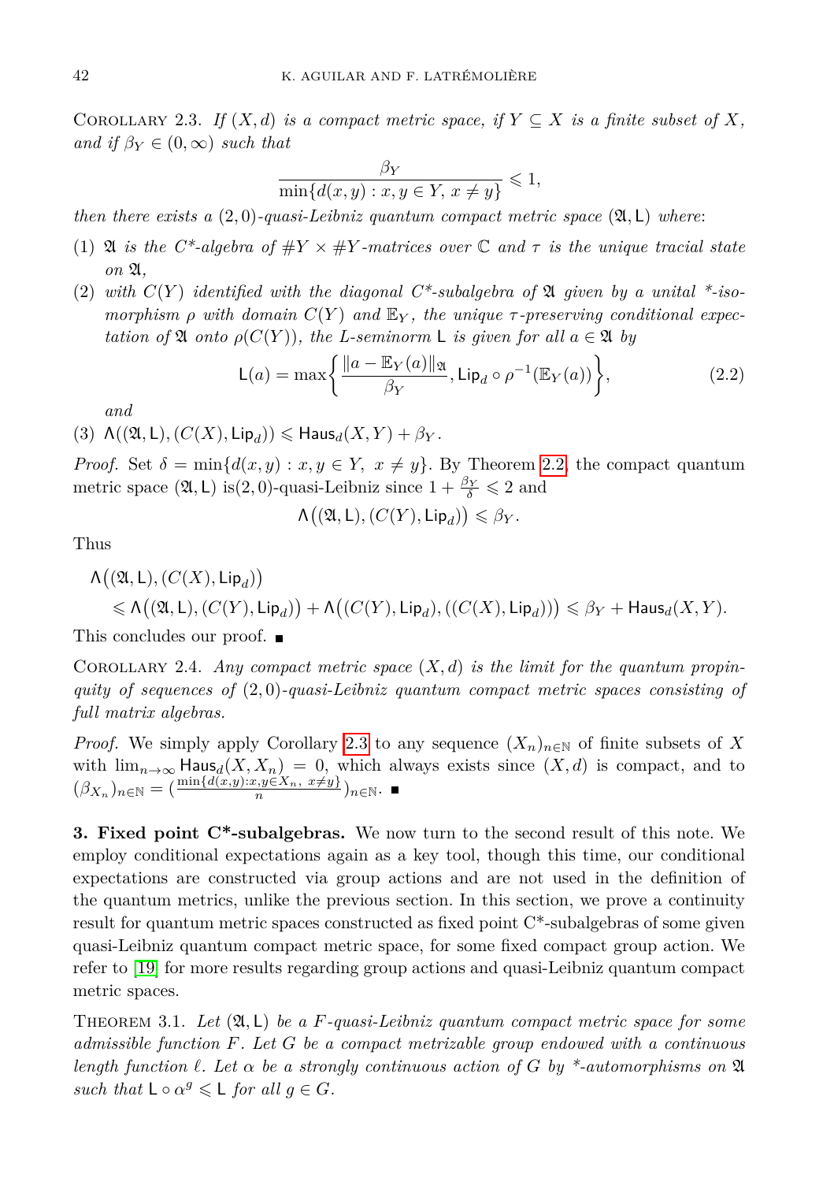Corollary 2.3. *If $(X, d)$ is a compact metric space, if $Y \subseteq X$ is a finite subset of $X$, and if $\beta_Y \in (0, \infty)$ such that*

$$\frac{\beta_Y}{\min\{d(x,y) : x, y \in Y,\, x \neq y\}} \leqslant 1,$$

*then there exists a $(2,0)$-quasi-Leibniz quantum compact metric space $(\mathfrak{A}, \mathsf{L})$ where*:

(1) *$\mathfrak{A}$ is the C\*-algebra of $\#Y \times \#Y$-matrices over $\mathbb{C}$ and $\tau$ is the unique tracial state on $\mathfrak{A}$,*

(2) *with $C(Y)$ identified with the diagonal C\*-subalgebra of $\mathfrak{A}$ given by a unital \*-isomorphism $\rho$ with domain $C(Y)$ and $\mathbb{E}_Y$, the unique $\tau$-preserving conditional expectation of $\mathfrak{A}$ onto $\rho(C(Y))$, the L-seminorm $\mathsf{L}$ is given for all $a \in \mathfrak{A}$ by*

$$\mathsf{L}(a) = \max\left\{ \frac{\|a - \mathbb{E}_Y(a)\|_{\mathfrak{A}}}{\beta_Y}, \mathsf{Lip}_d \circ \rho^{-1}(\mathbb{E}_Y(a)) \right\}, \tag{2.2}$$

*and*

(3) $\Lambda((\mathfrak{A}, \mathsf{L}), (C(X), \mathsf{Lip}_d)) \leqslant \mathsf{Haus}_d(X, Y) + \beta_Y$.

*Proof.* Set $\delta = \min\{d(x,y) : x, y \in Y,\ x \neq y\}$. By Theorem 2.2, the compact quantum metric space $(\mathfrak{A}, \mathsf{L})$ is$(2,0)$-quasi-Leibniz since $1 + \frac{\beta_Y}{\delta} \leqslant 2$ and

$$\Lambda\big((\mathfrak{A}, \mathsf{L}), (C(Y), \mathsf{Lip}_d)\big) \leqslant \beta_Y.$$

Thus

$$\begin{aligned}
&\Lambda\big((\mathfrak{A}, \mathsf{L}), (C(X), \mathsf{Lip}_d)\big) \\
&\quad \leqslant \Lambda\big((\mathfrak{A}, \mathsf{L}), (C(Y), \mathsf{Lip}_d)\big) + \Lambda\big((C(Y), \mathsf{Lip}_d), ((C(X), \mathsf{Lip}_d))\big) \leqslant \beta_Y + \mathsf{Haus}_d(X, Y).
\end{aligned}$$

This concludes our proof. ∎

Corollary 2.4. *Any compact metric space $(X, d)$ is the limit for the quantum propinquity of sequences of $(2,0)$-quasi-Leibniz quantum compact metric spaces consisting of full matrix algebras.*

*Proof.* We simply apply Corollary 2.3 to any sequence $(X_n)_{n \in \mathbb{N}}$ of finite subsets of $X$ with $\lim_{n \to \infty} \mathsf{Haus}_d(X, X_n) = 0$, which always exists since $(X, d)$ is compact, and to $(\beta_{X_n})_{n \in \mathbb{N}} = (\frac{\min\{d(x,y) : x, y \in X_n,\ x \neq y\}}{n})_{n \in \mathbb{N}}$. ∎

**3. Fixed point C\*-subalgebras.** We now turn to the second result of this note. We employ conditional expectations again as a key tool, though this time, our conditional expectations are constructed via group actions and are not used in the definition of the quantum metrics, unlike the previous section. In this section, we prove a continuity result for quantum metric spaces constructed as fixed point C\*-subalgebras of some given quasi-Leibniz quantum compact metric space, for some fixed compact group action. We refer to [19] for more results regarding group actions and quasi-Leibniz quantum compact metric spaces.

Theorem 3.1. *Let $(\mathfrak{A}, \mathsf{L})$ be a $F$-quasi-Leibniz quantum compact metric space for some admissible function $F$. Let $G$ be a compact metrizable group endowed with a continuous length function $\ell$. Let $\alpha$ be a strongly continuous action of $G$ by \*-automorphisms on $\mathfrak{A}$ such that $\mathsf{L} \circ \alpha^g \leqslant \mathsf{L}$ for all $g \in G$.*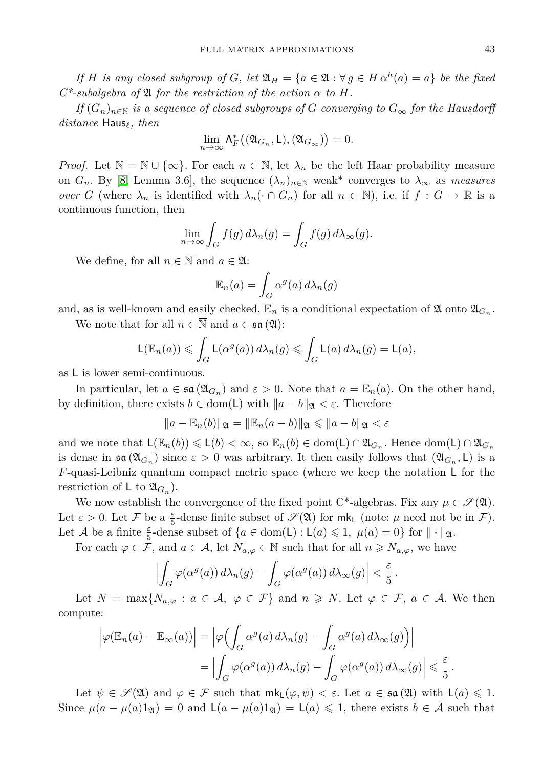*If $H$ is any closed subgroup of $G$, let $\mathfrak{A}_H = \{a \in \mathfrak{A} : \forall g \in H\, \alpha^h(a) = a\}$ be the fixed C\*-subalgebra of $\mathfrak{A}$ for the restriction of the action $\alpha$ to $H$.*

*If $(G_n)_{n\in\mathbb{N}}$ is a sequence of closed subgroups of $G$ converging to $G_\infty$ for the Hausdorff distance $\mathsf{Haus}_\ell$, then*

$$\lim_{n\to\infty} \mathsf{\Lambda}^*_F\big((\mathfrak{A}_{G_n}, \mathsf{L}), (\mathfrak{A}_{G_\infty})\big) = 0.$$

*Proof.* Let $\overline{\mathbb{N}} = \mathbb{N} \cup \{\infty\}$. For each $n \in \overline{\mathbb{N}}$, let $\lambda_n$ be the left Haar probability measure on $G_n$. By [8, Lemma 3.6], the sequence $(\lambda_n)_{n\in\mathbb{N}}$ weak\* converges to $\lambda_\infty$ as *measures over* $G$ (where $\lambda_n$ is identified with $\lambda_n(\cdot \cap G_n)$ for all $n \in \mathbb{N}$), i.e. if $f : G \to \mathbb{R}$ is a continuous function, then

$$\lim_{n\to\infty} \int_G f(g)\, d\lambda_n(g) = \int_G f(g)\, d\lambda_\infty(g).$$

We define, for all $n \in \overline{\mathbb{N}}$ and $a \in \mathfrak{A}$:

$$\mathbb{E}_n(a) = \int_G \alpha^g(a)\, d\lambda_n(g)$$

and, as is well-known and easily checked, $\mathbb{E}_n$ is a conditional expectation of $\mathfrak{A}$ onto $\mathfrak{A}_{G_n}$.

We note that for all $n \in \overline{\mathbb{N}}$ and $a \in \mathfrak{sa}(\mathfrak{A})$:

$$\mathsf{L}(\mathbb{E}_n(a)) \leqslant \int_G \mathsf{L}(\alpha^g(a))\, d\lambda_n(g) \leqslant \int_G \mathsf{L}(a)\, d\lambda_n(g) = \mathsf{L}(a),$$

as $\mathsf{L}$ is lower semi-continuous.

In particular, let $a \in \mathfrak{sa}(\mathfrak{A}_{G_n})$ and $\varepsilon > 0$. Note that $a = \mathbb{E}_n(a)$. On the other hand, by definition, there exists $b \in \operatorname{dom}(\mathsf{L})$ with $\|a - b\|_{\mathfrak{A}} < \varepsilon$. Therefore

$$\|a - \mathbb{E}_n(b)\|_{\mathfrak{A}} = \|\mathbb{E}_n(a-b)\|_{\mathfrak{A}} \leqslant \|a-b\|_{\mathfrak{A}} < \varepsilon$$

and we note that $\mathsf{L}(\mathbb{E}_n(b)) \leqslant \mathsf{L}(b) < \infty$, so $\mathbb{E}_n(b) \in \operatorname{dom}(\mathsf{L}) \cap \mathfrak{A}_{G_n}$. Hence $\operatorname{dom}(\mathsf{L}) \cap \mathfrak{A}_{G_n}$ is dense in $\mathfrak{sa}(\mathfrak{A}_{G_n})$ since $\varepsilon > 0$ was arbitrary. It then easily follows that $(\mathfrak{A}_{G_n}, \mathsf{L})$ is a $F$-quasi-Leibniz quantum compact metric space (where we keep the notation $\mathsf{L}$ for the restriction of $\mathsf{L}$ to $\mathfrak{A}_{G_n}$).

We now establish the convergence of the fixed point C\*-algebras. Fix any $\mu \in \mathscr{S}(\mathfrak{A})$. Let $\varepsilon > 0$. Let $\mathcal{F}$ be a $\frac{\varepsilon}{5}$-dense finite subset of $\mathscr{S}(\mathfrak{A})$ for $\mathsf{mk}_{\mathsf{L}}$ (note: $\mu$ need not be in $\mathcal{F}$). Let $\mathcal{A}$ be a finite $\frac{\varepsilon}{5}$-dense subset of $\{a \in \operatorname{dom}(\mathsf{L}) : \mathsf{L}(a) \leqslant 1,\ \mu(a) = 0\}$ for $\|\cdot\|_{\mathfrak{A}}$.

For each $\varphi \in \mathcal{F}$, and $a \in \mathcal{A}$, let $N_{a,\varphi} \in \mathbb{N}$ such that for all $n \geqslant N_{a,\varphi}$, we have

$$\Big|\int_G \varphi(\alpha^g(a))\, d\lambda_n(g) - \int_G \varphi(\alpha^g(a))\, d\lambda_\infty(g)\Big| < \frac{\varepsilon}{5}.$$

Let $N = \max\{N_{a,\varphi} : a \in \mathcal{A},\ \varphi \in \mathcal{F}\}$ and $n \geqslant N$. Let $\varphi \in \mathcal{F}$, $a \in \mathcal{A}$. We then compute:

$$\begin{aligned}
\Big|\varphi(\mathbb{E}_n(a) - \mathbb{E}_\infty(a))\Big| &= \Big|\varphi\Big(\int_G \alpha^g(a)\, d\lambda_n(g) - \int_G \alpha^g(a)\, d\lambda_\infty(g)\Big)\Big| \\
&= \Big|\int_G \varphi(\alpha^g(a))\, d\lambda_n(g) - \int_G \varphi(\alpha^g(a))\, d\lambda_\infty(g)\Big| \leqslant \frac{\varepsilon}{5}.
\end{aligned}$$

Let $\psi \in \mathscr{S}(\mathfrak{A})$ and $\varphi \in \mathcal{F}$ such that $\mathsf{mk}_{\mathsf{L}}(\varphi, \psi) < \varepsilon$. Let $a \in \mathfrak{sa}(\mathfrak{A})$ with $\mathsf{L}(a) \leqslant 1$. Since $\mu(a - \mu(a)1_{\mathfrak{A}}) = 0$ and $\mathsf{L}(a - \mu(a)1_{\mathfrak{A}}) = \mathsf{L}(a) \leqslant 1$, there exists $b \in \mathcal{A}$ such that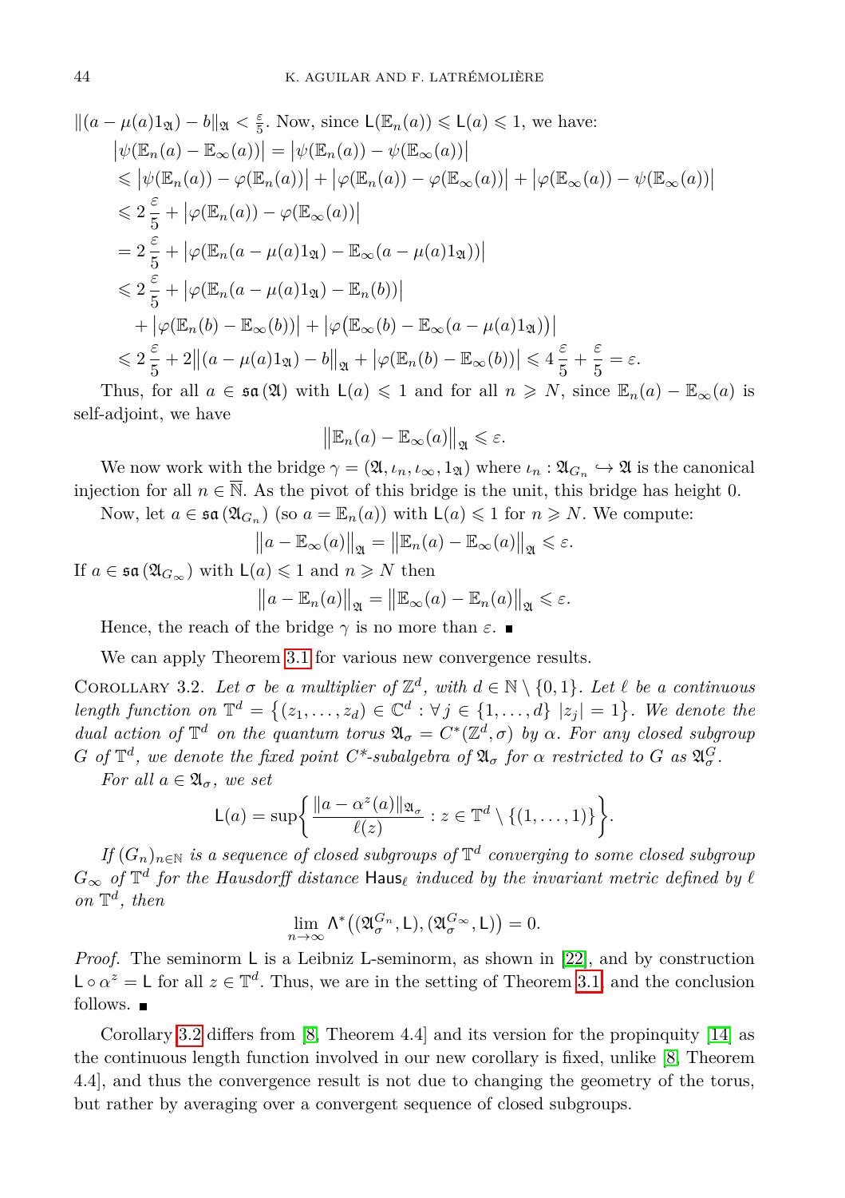$\|(a-\mu(a)1_{\mathfrak{A}})-b\|_{\mathfrak{A}} < \frac{\varepsilon}{5}$. Now, since $\mathsf{L}(\mathbb{E}_n(a)) \leqslant \mathsf{L}(a) \leqslant 1$, we have:

$$
\begin{aligned}
&\left|\psi(\mathbb{E}_n(a)-\mathbb{E}_\infty(a))\right| = \left|\psi(\mathbb{E}_n(a))-\psi(\mathbb{E}_\infty(a))\right| \\
&\leqslant \left|\psi(\mathbb{E}_n(a))-\varphi(\mathbb{E}_n(a))\right| + \left|\varphi(\mathbb{E}_n(a))-\varphi(\mathbb{E}_\infty(a))\right| + \left|\varphi(\mathbb{E}_\infty(a))-\psi(\mathbb{E}_\infty(a))\right| \\
&\leqslant 2\frac{\varepsilon}{5} + \left|\varphi(\mathbb{E}_n(a))-\varphi(\mathbb{E}_\infty(a))\right| \\
&= 2\frac{\varepsilon}{5} + \left|\varphi(\mathbb{E}_n(a-\mu(a)1_{\mathfrak{A}})-\mathbb{E}_\infty(a-\mu(a)1_{\mathfrak{A}}))\right| \\
&\leqslant 2\frac{\varepsilon}{5} + \left|\varphi(\mathbb{E}_n(a-\mu(a)1_{\mathfrak{A}})-\mathbb{E}_n(b))\right| \\
&\quad + \left|\varphi(\mathbb{E}_n(b)-\mathbb{E}_\infty(b))\right| + \left|\varphi\big(\mathbb{E}_\infty(b)-\mathbb{E}_\infty(a-\mu(a)1_{\mathfrak{A}})\big)\right| \\
&\leqslant 2\frac{\varepsilon}{5} + 2\left\|(a-\mu(a)1_{\mathfrak{A}})-b\right\|_{\mathfrak{A}} + \left|\varphi(\mathbb{E}_n(b)-\mathbb{E}_\infty(b))\right| \leqslant 4\frac{\varepsilon}{5}+\frac{\varepsilon}{5} = \varepsilon.
\end{aligned}
$$

Thus, for all $a \in \mathfrak{sa}(\mathfrak{A})$ with $\mathsf{L}(a) \leqslant 1$ and for all $n \geqslant N$, since $\mathbb{E}_n(a)-\mathbb{E}_\infty(a)$ is self-adjoint, we have

$$
\left\|\mathbb{E}_n(a)-\mathbb{E}_\infty(a)\right\|_{\mathfrak{A}} \leqslant \varepsilon.
$$

We now work with the bridge $\gamma = (\mathfrak{A}, \iota_n, \iota_\infty, 1_{\mathfrak{A}})$ where $\iota_n : \mathfrak{A}_{G_n} \hookrightarrow \mathfrak{A}$ is the canonical injection for all $n \in \overline{\mathbb{N}}$. As the pivot of this bridge is the unit, this bridge has height 0.

Now, let $a \in \mathfrak{sa}(\mathfrak{A}_{G_n})$ (so $a = \mathbb{E}_n(a)$) with $\mathsf{L}(a) \leqslant 1$ for $n \geqslant N$. We compute:

$$
\left\|a-\mathbb{E}_\infty(a)\right\|_{\mathfrak{A}} = \left\|\mathbb{E}_n(a)-\mathbb{E}_\infty(a)\right\|_{\mathfrak{A}} \leqslant \varepsilon.
$$

If $a \in \mathfrak{sa}(\mathfrak{A}_{G_\infty})$ with $\mathsf{L}(a) \leqslant 1$ and $n \geqslant N$ then

$$
\left\|a-\mathbb{E}_n(a)\right\|_{\mathfrak{A}} = \left\|\mathbb{E}_\infty(a)-\mathbb{E}_n(a)\right\|_{\mathfrak{A}} \leqslant \varepsilon.
$$

Hence, the reach of the bridge $\gamma$ is no more than $\varepsilon$. ∎

We can apply Theorem 3.1 for various new convergence results.

Corollary 3.2. *Let $\sigma$ be a multiplier of $\mathbb{Z}^d$, with $d \in \mathbb{N}\setminus\{0,1\}$. Let $\ell$ be a continuous length function on $\mathbb{T}^d = \left\{(z_1,\ldots,z_d) \in \mathbb{C}^d : \forall j \in \{1,\ldots,d\}\ |z_j| = 1\right\}$. We denote the dual action of $\mathbb{T}^d$ on the quantum torus $\mathfrak{A}_\sigma = C^*(\mathbb{Z}^d,\sigma)$ by $\alpha$. For any closed subgroup $G$ of $\mathbb{T}^d$, we denote the fixed point $C^*$-subalgebra of $\mathfrak{A}_\sigma$ for $\alpha$ restricted to $G$ as $\mathfrak{A}_\sigma^G$.*

*For all $a \in \mathfrak{A}_\sigma$, we set*

$$
\mathsf{L}(a) = \sup\left\{\frac{\|a-\alpha^z(a)\|_{\mathfrak{A}_\sigma}}{\ell(z)} : z \in \mathbb{T}^d \setminus \{(1,\ldots,1)\}\right\}.
$$

*If $(G_n)_{n\in\mathbb{N}}$ is a sequence of closed subgroups of $\mathbb{T}^d$ converging to some closed subgroup $G_\infty$ of $\mathbb{T}^d$ for the Hausdorff distance $\mathsf{Haus}_\ell$ induced by the invariant metric defined by $\ell$ on $\mathbb{T}^d$, then*

$$
\lim_{n\to\infty} \Lambda^*\big((\mathfrak{A}_\sigma^{G_n},\mathsf{L}),(\mathfrak{A}_\sigma^{G_\infty},\mathsf{L})\big) = 0.
$$

*Proof.* The seminorm $\mathsf{L}$ is a Leibniz L-seminorm, as shown in [22], and by construction $\mathsf{L}\circ\alpha^z = \mathsf{L}$ for all $z \in \mathbb{T}^d$. Thus, we are in the setting of Theorem 3.1 and the conclusion follows. ∎

Corollary 3.2 differs from [8, Theorem 4.4] and its version for the propinquity [14] as the continuous length function involved in our new corollary is fixed, unlike [8, Theorem 4.4], and thus the convergence result is not due to changing the geometry of the torus, but rather by averaging over a convergent sequence of closed subgroups.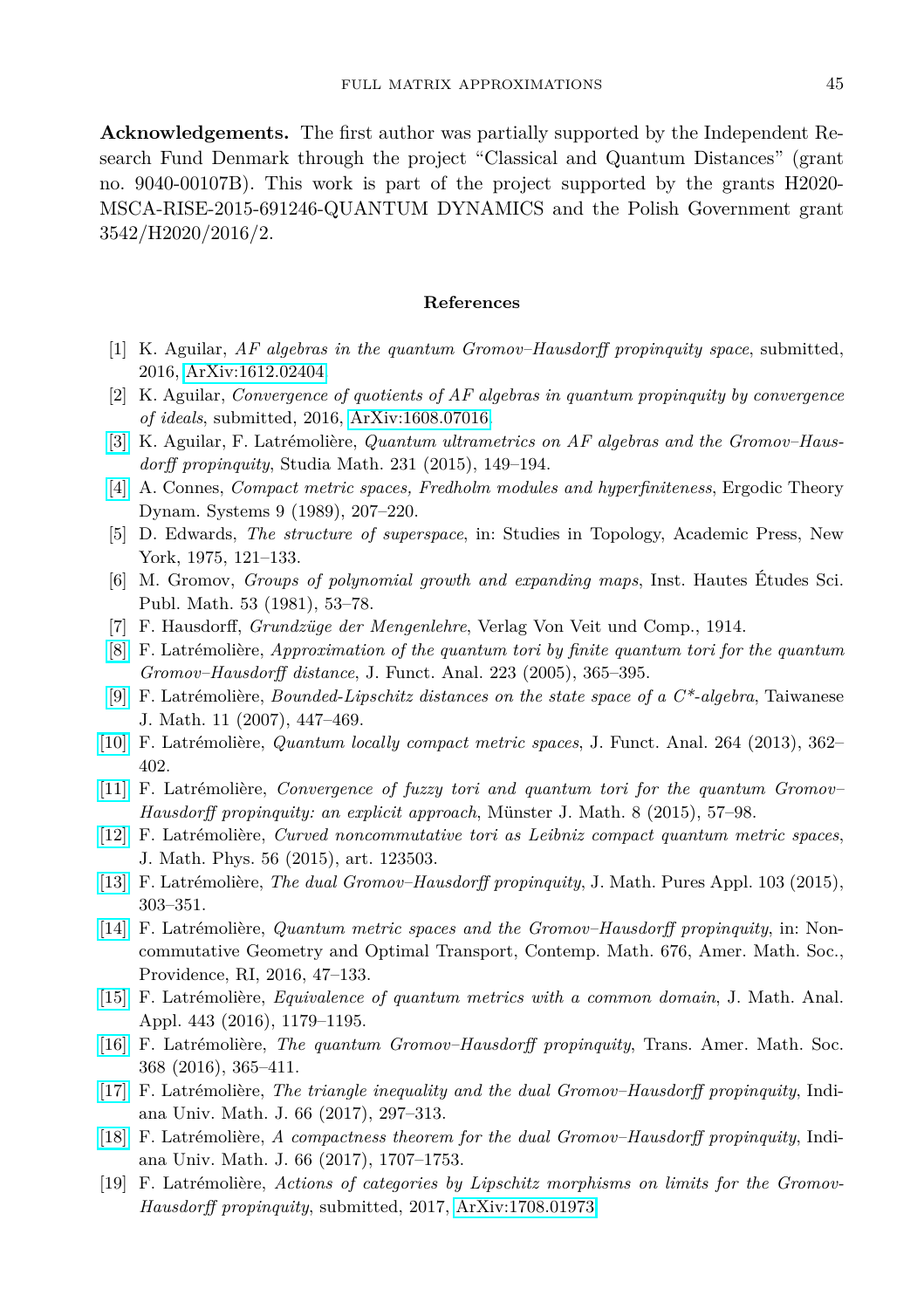**Acknowledgements.** The first author was partially supported by the Independent Research Fund Denmark through the project "Classical and Quantum Distances" (grant no. 9040-00107B). This work is part of the project supported by the grants H2020-MSCA-RISE-2015-691246-QUANTUM DYNAMICS and the Polish Government grant 3542/H2020/2016/2.

## References

[1] K. Aguilar, *AF algebras in the quantum Gromov–Hausdorff propinquity space*, submitted, 2016, ArXiv:1612.02404.

[2] K. Aguilar, *Convergence of quotients of AF algebras in quantum propinquity by convergence of ideals*, submitted, 2016, ArXiv:1608.07016.

[3] K. Aguilar, F. Latrémolière, *Quantum ultrametrics on AF algebras and the Gromov–Hausdorff propinquity*, Studia Math. 231 (2015), 149–194.

[4] A. Connes, *Compact metric spaces, Fredholm modules and hyperfiniteness*, Ergodic Theory Dynam. Systems 9 (1989), 207–220.

[5] D. Edwards, *The structure of superspace*, in: Studies in Topology, Academic Press, New York, 1975, 121–133.

[6] M. Gromov, *Groups of polynomial growth and expanding maps*, Inst. Hautes Études Sci. Publ. Math. 53 (1981), 53–78.

[7] F. Hausdorff, *Grundzüge der Mengenlehre*, Verlag Von Veit und Comp., 1914.

[8] F. Latrémolière, *Approximation of the quantum tori by finite quantum tori for the quantum Gromov–Hausdorff distance*, J. Funct. Anal. 223 (2005), 365–395.

[9] F. Latrémolière, *Bounded-Lipschitz distances on the state space of a C\*-algebra*, Taiwanese J. Math. 11 (2007), 447–469.

[10] F. Latrémolière, *Quantum locally compact metric spaces*, J. Funct. Anal. 264 (2013), 362–402.

[11] F. Latrémolière, *Convergence of fuzzy tori and quantum tori for the quantum Gromov–Hausdorff propinquity: an explicit approach*, Münster J. Math. 8 (2015), 57–98.

[12] F. Latrémolière, *Curved noncommutative tori as Leibniz compact quantum metric spaces*, J. Math. Phys. 56 (2015), art. 123503.

[13] F. Latrémolière, *The dual Gromov–Hausdorff propinquity*, J. Math. Pures Appl. 103 (2015), 303–351.

[14] F. Latrémolière, *Quantum metric spaces and the Gromov–Hausdorff propinquity*, in: Noncommutative Geometry and Optimal Transport, Contemp. Math. 676, Amer. Math. Soc., Providence, RI, 2016, 47–133.

[15] F. Latrémolière, *Equivalence of quantum metrics with a common domain*, J. Math. Anal. Appl. 443 (2016), 1179–1195.

[16] F. Latrémolière, *The quantum Gromov–Hausdorff propinquity*, Trans. Amer. Math. Soc. 368 (2016), 365–411.

[17] F. Latrémolière, *The triangle inequality and the dual Gromov–Hausdorff propinquity*, Indiana Univ. Math. J. 66 (2017), 297–313.

[18] F. Latrémolière, *A compactness theorem for the dual Gromov–Hausdorff propinquity*, Indiana Univ. Math. J. 66 (2017), 1707–1753.

[19] F. Latrémolière, *Actions of categories by Lipschitz morphisms on limits for the Gromov-Hausdorff propinquity*, submitted, 2017, ArXiv:1708.01973.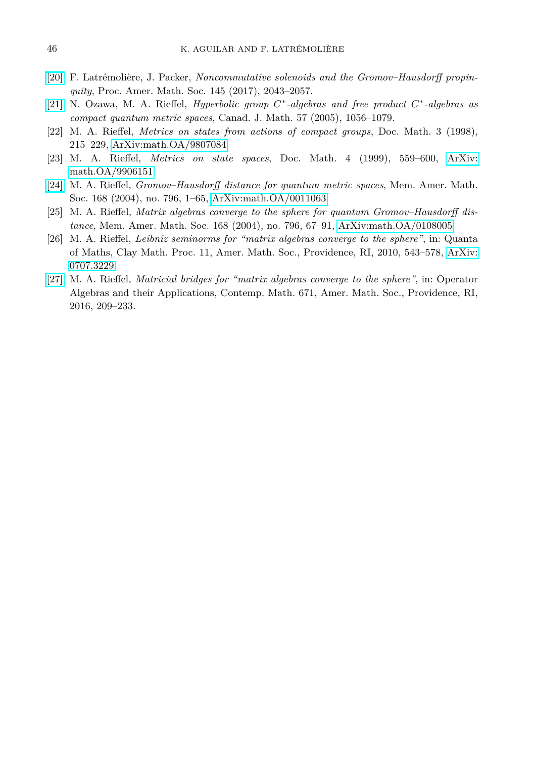[20] F. Latrémolière, J. Packer, *Noncommutative solenoids and the Gromov–Hausdorff propinquity*, Proc. Amer. Math. Soc. 145 (2017), 2043–2057.

[21] N. Ozawa, M. A. Rieffel, *Hyperbolic group $C^*$-algebras and free product $C^*$-algebras as compact quantum metric spaces*, Canad. J. Math. 57 (2005), 1056–1079.

[22] M. A. Rieffel, *Metrics on states from actions of compact groups*, Doc. Math. 3 (1998), 215–229, ArXiv:math.OA/9807084.

[23] M. A. Rieffel, *Metrics on state spaces*, Doc. Math. 4 (1999), 559–600, ArXiv:math.OA/9906151.

[24] M. A. Rieffel, *Gromov–Hausdorff distance for quantum metric spaces*, Mem. Amer. Math. Soc. 168 (2004), no. 796, 1–65, ArXiv:math.OA/0011063.

[25] M. A. Rieffel, *Matrix algebras converge to the sphere for quantum Gromov–Hausdorff distance*, Mem. Amer. Math. Soc. 168 (2004), no. 796, 67–91, ArXiv:math.OA/0108005.

[26] M. A. Rieffel, *Leibniz seminorms for "matrix algebras converge to the sphere"*, in: Quanta of Maths, Clay Math. Proc. 11, Amer. Math. Soc., Providence, RI, 2010, 543–578, ArXiv:0707.3229.

[27] M. A. Rieffel, *Matricial bridges for "matrix algebras converge to the sphere"*, in: Operator Algebras and their Applications, Contemp. Math. 671, Amer. Math. Soc., Providence, RI, 2016, 209–233.